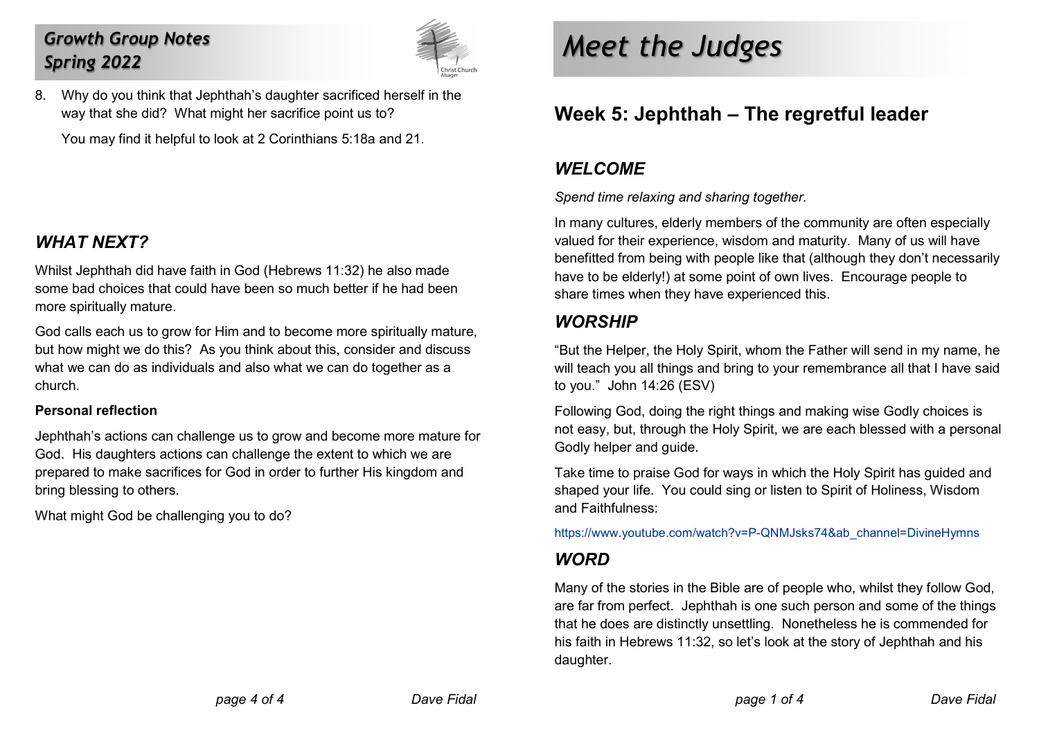8. Why do you think that Jephthah's daughter sacrificed herself in the way that she did? What might her sacrifice point us to?

   You may find it helpful to look at 2 Corinthians 5:18a and 21.

## *WHAT NEXT?*

Whilst Jephthah did have faith in God (Hebrews 11:32) he also made some bad choices that could have been so much better if he had been more spiritually mature.

God calls each us to grow for Him and to become more spiritually mature, but how might we do this? As you think about this, consider and discuss what we can do as individuals and also what we can do together as a church.

**Personal reflection**

Jephthah's actions can challenge us to grow and become more mature for God. His daughters actions can challenge the extent to which we are prepared to make sacrifices for God in order to further His kingdom and bring blessing to others.

What might God be challenging you to do?

# *Meet the Judges*

## Week 5: Jephthah – The regretful leader

## *WELCOME*

*Spend time relaxing and sharing together.*

In many cultures, elderly members of the community are often especially valued for their experience, wisdom and maturity. Many of us will have benefitted from being with people like that (although they don't necessarily have to be elderly!) at some point of own lives. Encourage people to share times when they have experienced this.

## *WORSHIP*

"But the Helper, the Holy Spirit, whom the Father will send in my name, he will teach you all things and bring to your remembrance all that I have said to you." John 14:26 (ESV)

Following God, doing the right things and making wise Godly choices is not easy, but, through the Holy Spirit, we are each blessed with a personal Godly helper and guide.

Take time to praise God for ways in which the Holy Spirit has guided and shaped your life. You could sing or listen to Spirit of Holiness, Wisdom and Faithfulness:

https://www.youtube.com/watch?v=P-QNMJsks74&ab_channel=DivineHymns

## *WORD*

Many of the stories in the Bible are of people who, whilst they follow God, are far from perfect. Jephthah is one such person and some of the things that he does are distinctly unsettling. Nonetheless he is commended for his faith in Hebrews 11:32, so let's look at the story of Jephthah and his daughter.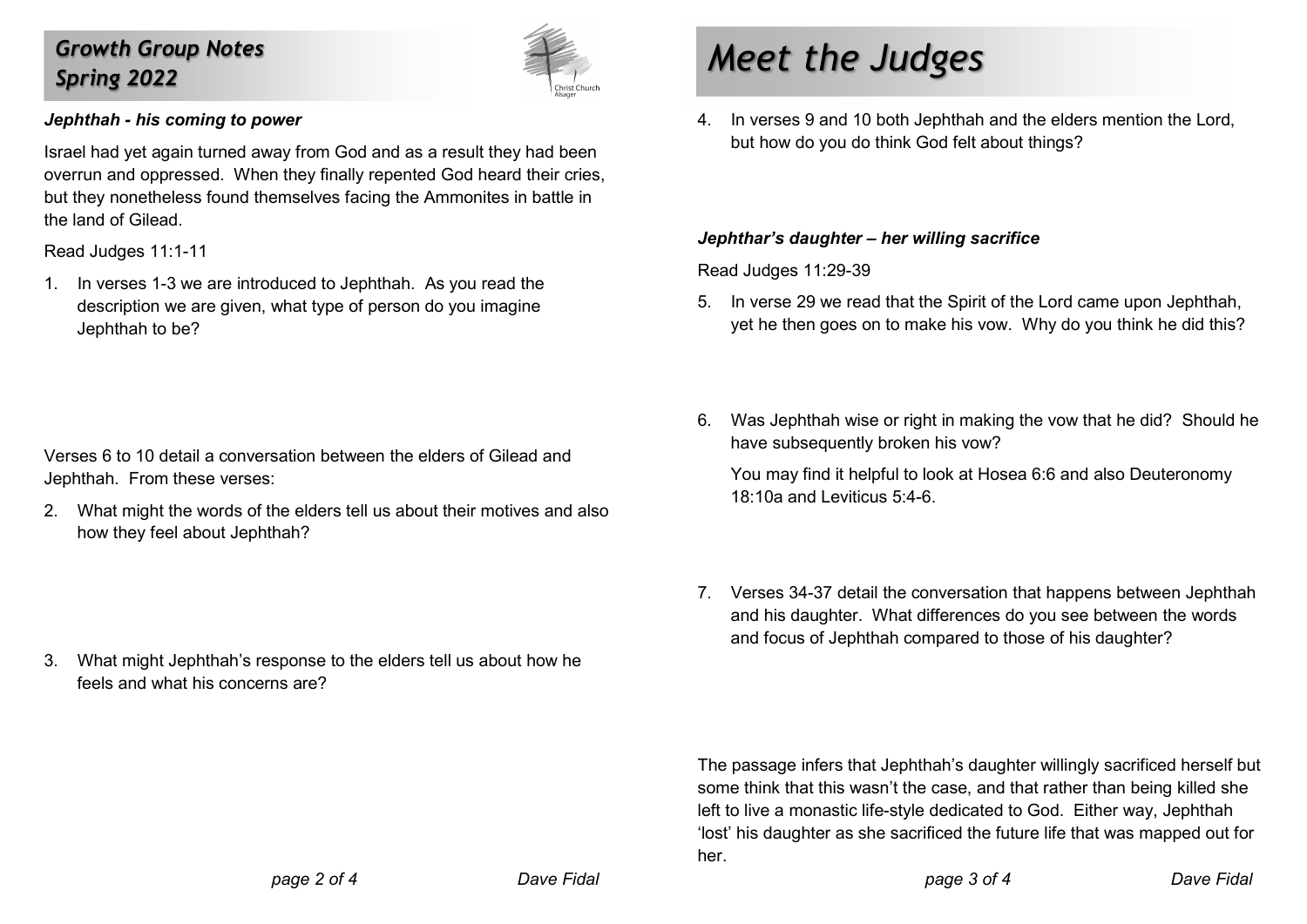# Growth Group Notes
# Spring 2022

Christ Church Alsager

***Jephthah - his coming to power***

Israel had yet again turned away from God and as a result they had been overrun and oppressed. When they finally repented God heard their cries, but they nonetheless found themselves facing the Ammonites in battle in the land of Gilead.

Read Judges 11:1-11

1. In verses 1-3 we are introduced to Jephthah. As you read the description we are given, what type of person do you imagine Jephthah to be?

Verses 6 to 10 detail a conversation between the elders of Gilead and Jephthah. From these verses:

2. What might the words of the elders tell us about their motives and also how they feel about Jephthah?

3. What might Jephthah's response to the elders tell us about how he feels and what his concerns are?

# *Meet the Judges*

4. In verses 9 and 10 both Jephthah and the elders mention the Lord, but how do you do think God felt about things?

***Jephthar's daughter – her willing sacrifice***

Read Judges 11:29-39

5. In verse 29 we read that the Spirit of the Lord came upon Jephthah, yet he then goes on to make his vow. Why do you think he did this?

6. Was Jephthah wise or right in making the vow that he did? Should he have subsequently broken his vow?

   You may find it helpful to look at Hosea 6:6 and also Deuteronomy 18:10a and Leviticus 5:4-6.

7. Verses 34-37 detail the conversation that happens between Jephthah and his daughter. What differences do you see between the words and focus of Jephthah compared to those of his daughter?

The passage infers that Jephthah's daughter willingly sacrificed herself but some think that this wasn't the case, and that rather than being killed she left to live a monastic life-style dedicated to God. Either way, Jephthah 'lost' his daughter as she sacrificed the future life that was mapped out for her.